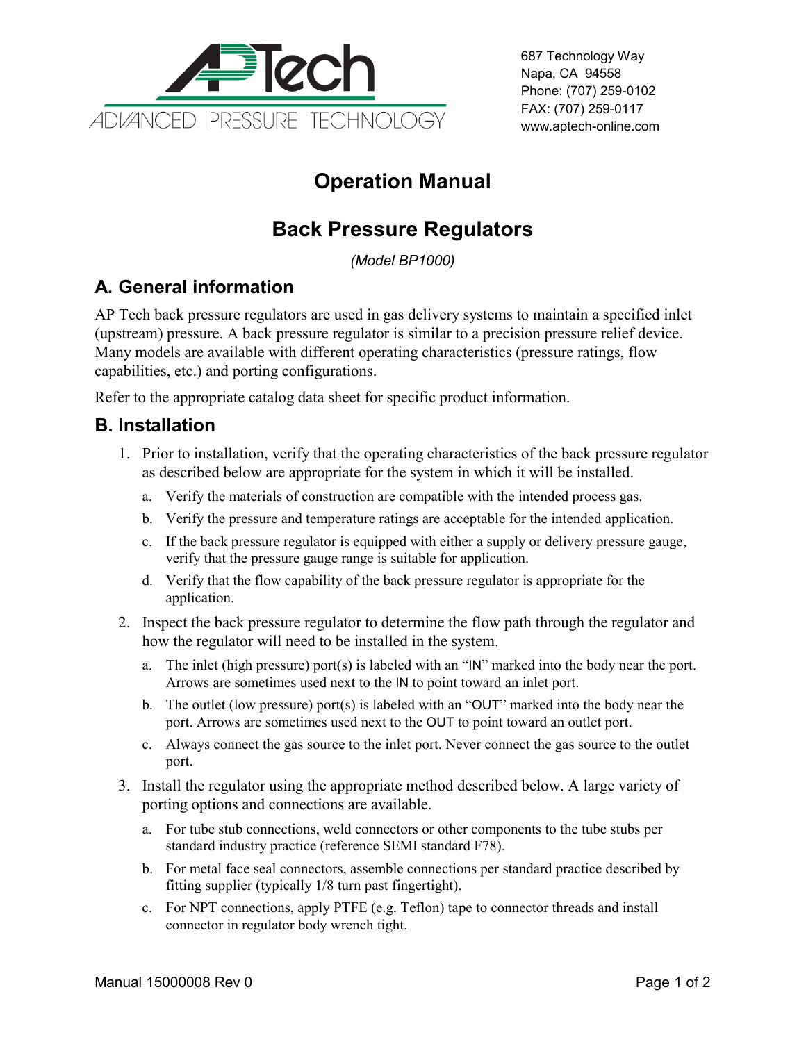AP Tech
ADVANCED PRESSURE TECHNOLOGY

687 Technology Way
Napa, CA 94558
Phone: (707) 259-0102
FAX: (707) 259-0117
www.aptech-online.com

# Operation Manual

# Back Pressure Regulators

*(Model BP1000)*

## A. General information

AP Tech back pressure regulators are used in gas delivery systems to maintain a specified inlet (upstream) pressure. A back pressure regulator is similar to a precision pressure relief device. Many models are available with different operating characteristics (pressure ratings, flow capabilities, etc.) and porting configurations.

Refer to the appropriate catalog data sheet for specific product information.

## B. Installation

1. Prior to installation, verify that the operating characteristics of the back pressure regulator as described below are appropriate for the system in which it will be installed.
   a. Verify the materials of construction are compatible with the intended process gas.
   b. Verify the pressure and temperature ratings are acceptable for the intended application.
   c. If the back pressure regulator is equipped with either a supply or delivery pressure gauge, verify that the pressure gauge range is suitable for application.
   d. Verify that the flow capability of the back pressure regulator is appropriate for the application.
2. Inspect the back pressure regulator to determine the flow path through the regulator and how the regulator will need to be installed in the system.
   a. The inlet (high pressure) port(s) is labeled with an "IN" marked into the body near the port. Arrows are sometimes used next to the IN to point toward an inlet port.
   b. The outlet (low pressure) port(s) is labeled with an "OUT" marked into the body near the port. Arrows are sometimes used next to the OUT to point toward an outlet port.
   c. Always connect the gas source to the inlet port. Never connect the gas source to the outlet port.
3. Install the regulator using the appropriate method described below. A large variety of porting options and connections are available.
   a. For tube stub connections, weld connectors or other components to the tube stubs per standard industry practice (reference SEMI standard F78).
   b. For metal face seal connectors, assemble connections per standard practice described by fitting supplier (typically 1/8 turn past fingertight).
   c. For NPT connections, apply PTFE (e.g. Teflon) tape to connector threads and install connector in regulator body wrench tight.

Manual 15000008 Rev 0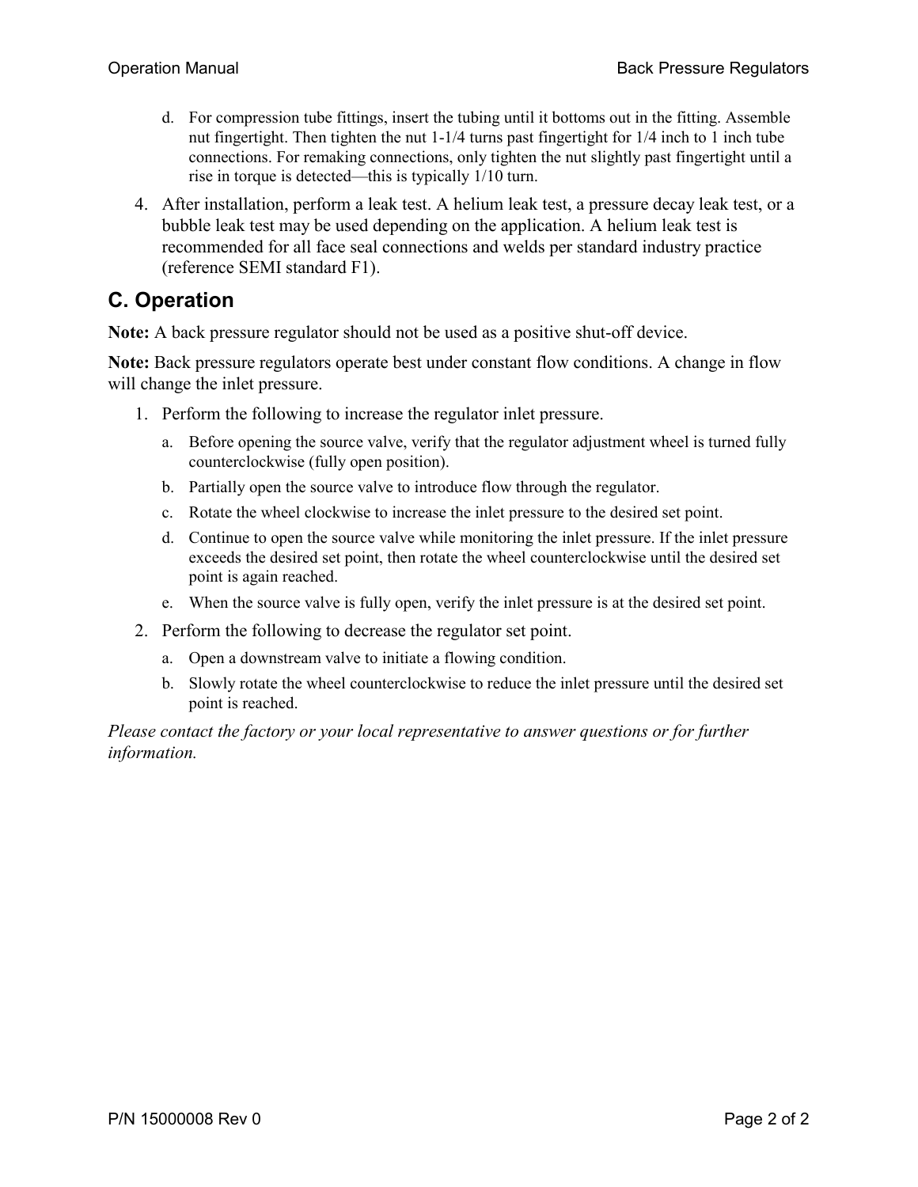d. For compression tube fittings, insert the tubing until it bottoms out in the fitting. Assemble nut fingertight. Then tighten the nut 1-1/4 turns past fingertight for 1/4 inch to 1 inch tube connections. For remaking connections, only tighten the nut slightly past fingertight until a rise in torque is detected—this is typically 1/10 turn.

4. After installation, perform a leak test. A helium leak test, a pressure decay leak test, or a bubble leak test may be used depending on the application. A helium leak test is recommended for all face seal connections and welds per standard industry practice (reference SEMI standard F1).

## C. Operation

**Note:** A back pressure regulator should not be used as a positive shut-off device.

**Note:** Back pressure regulators operate best under constant flow conditions. A change in flow will change the inlet pressure.

1. Perform the following to increase the regulator inlet pressure.
   a. Before opening the source valve, verify that the regulator adjustment wheel is turned fully counterclockwise (fully open position).
   b. Partially open the source valve to introduce flow through the regulator.
   c. Rotate the wheel clockwise to increase the inlet pressure to the desired set point.
   d. Continue to open the source valve while monitoring the inlet pressure. If the inlet pressure exceeds the desired set point, then rotate the wheel counterclockwise until the desired set point is again reached.
   e. When the source valve is fully open, verify the inlet pressure is at the desired set point.
2. Perform the following to decrease the regulator set point.
   a. Open a downstream valve to initiate a flowing condition.
   b. Slowly rotate the wheel counterclockwise to reduce the inlet pressure until the desired set point is reached.

*Please contact the factory or your local representative to answer questions or for further information.*